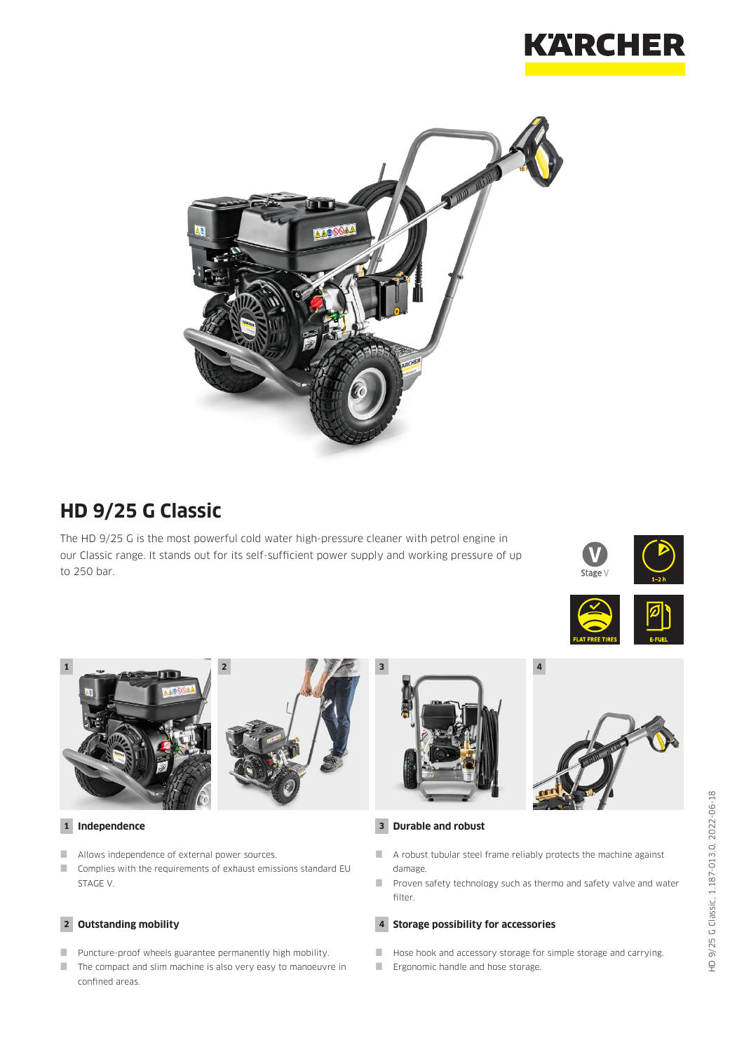# HD 9/25 G Classic

The HD 9/25 G is the most powerful cold water high-pressure cleaner with petrol engine in our Classic range. It stands out for its self-sufficient power supply and working pressure of up to 250 bar.

Stage V

1–2 h

FLAT FREE TIRES

E-FUEL

## 1 Independence

- Allows independence of external power sources.
- Complies with the requirements of exhaust emissions standard EU STAGE V.

## 2 Outstanding mobility

- Puncture-proof wheels guarantee permanently high mobility.
- The compact and slim machine is also very easy to manoeuvre in confined areas.

## 3 Durable and robust

- A robust tubular steel frame reliably protects the machine against damage.
- Proven safety technology such as thermo and safety valve and water filter.

## 4 Storage possibility for accessories

- Hose hook and accessory storage for simple storage and carrying.
- Ergonomic handle and hose storage.

HD 9/25 G Classic, 1.187-013.0, 2022-06-18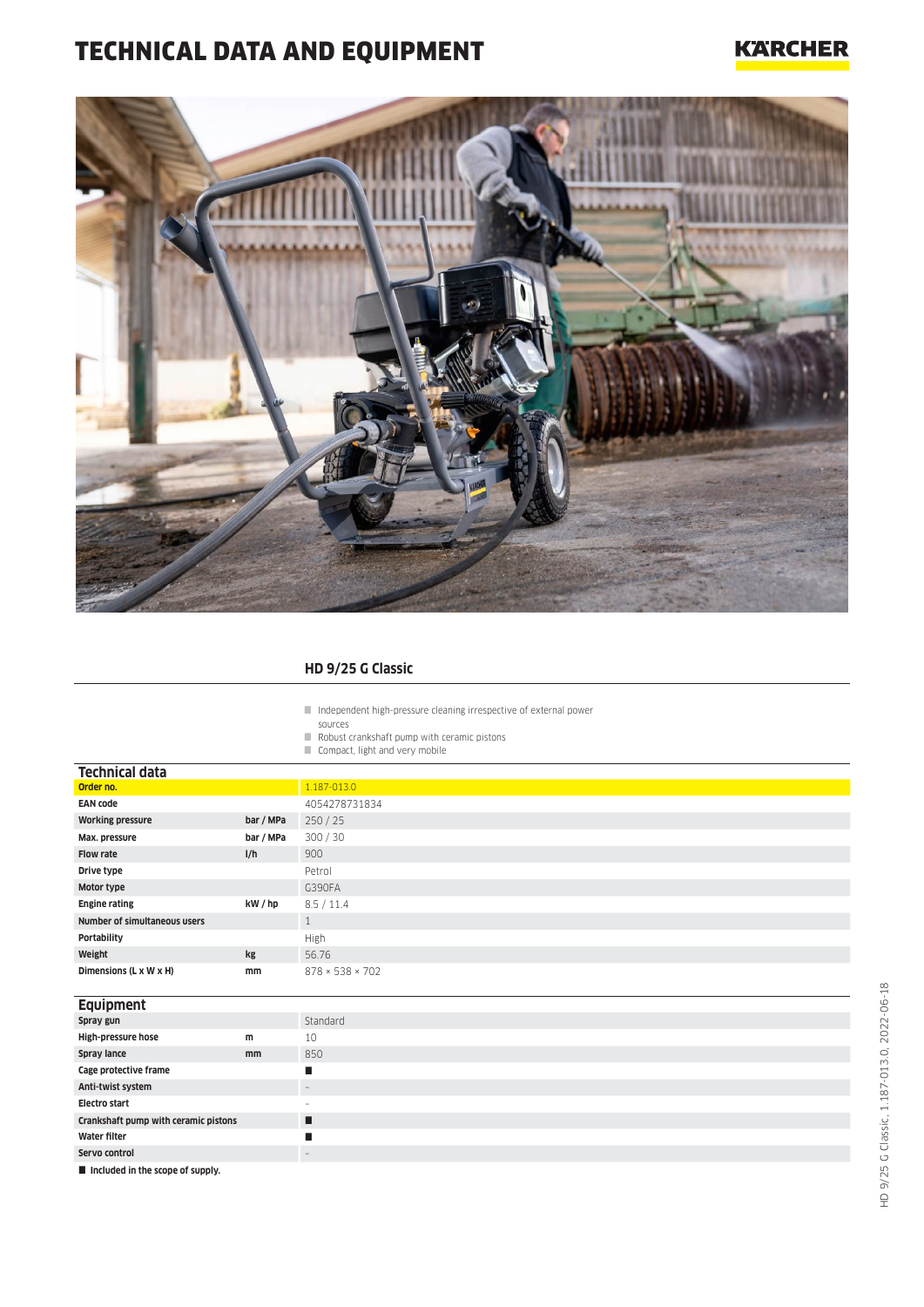# TECHNICAL DATA AND EQUIPMENT

## HD 9/25 G Classic

- Independent high-pressure cleaning irrespective of external power sources
- Robust crankshaft pump with ceramic pistons
- Compact, light and very mobile

### Technical data

| | | |
|---|---|---|
| **Order no.** | | 1.187-013.0 |
| **EAN code** | | 4054278731834 |
| **Working pressure** | **bar / MPa** | 250 / 25 |
| **Max. pressure** | **bar / MPa** | 300 / 30 |
| **Flow rate** | **l/h** | 900 |
| **Drive type** | | Petrol |
| **Motor type** | | G390FA |
| **Engine rating** | **kW / hp** | 8.5 / 11.4 |
| **Number of simultaneous users** | | 1 |
| **Portability** | | High |
| **Weight** | **kg** | 56.76 |
| **Dimensions (L x W x H)** | **mm** | 878 × 538 × 702 |

### Equipment

| | | |
|---|---|---|
| **Spray gun** | | Standard |
| **High-pressure hose** | **m** | 10 |
| **Spray lance** | **mm** | 850 |
| **Cage protective frame** | | ■ |
| **Anti-twist system** | | – |
| **Electro start** | | – |
| **Crankshaft pump with ceramic pistons** | | ■ |
| **Water filter** | | ■ |
| **Servo control** | | – |

■ **Included in the scope of supply.**

HD 9/25 G Classic, 1.187-013.0, 2022-06-18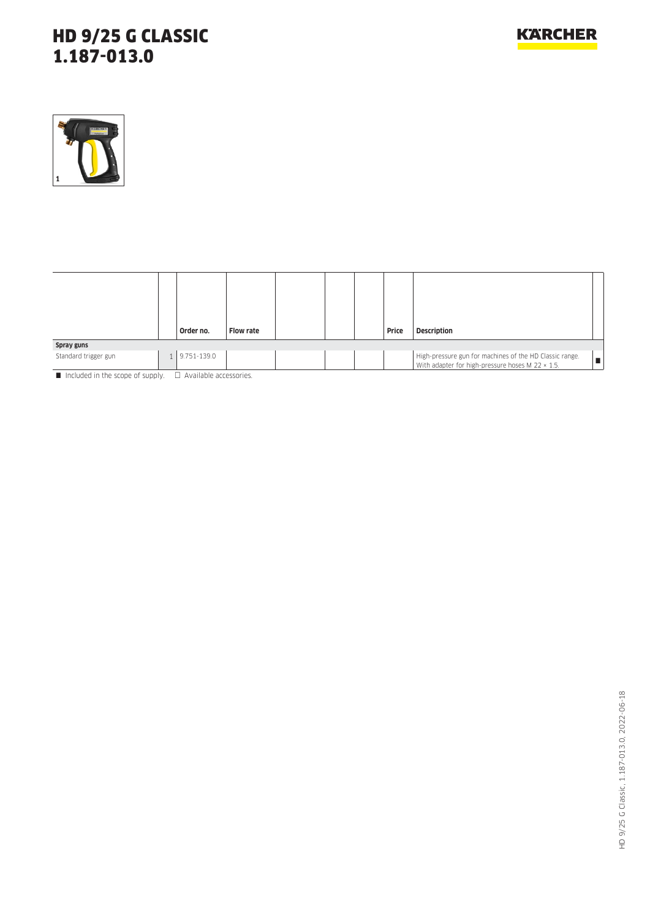# HD 9/25 G CLASSIC
# 1.187-013.0

|  |  | Order no. | Flow rate |  |  |  | Price | Description |  |
|---|---|---|---|---|---|---|---|---|---|
| **Spray guns** |  |  |  |  |  |  |  |  |  |
| Standard trigger gun | 1 | 9.751-139.0 |  |  |  |  |  | High-pressure gun for machines of the HD Classic range. With adapter for high-pressure hoses M 22 × 1.5. | ■ |

■ Included in the scope of supply. □ Available accessories.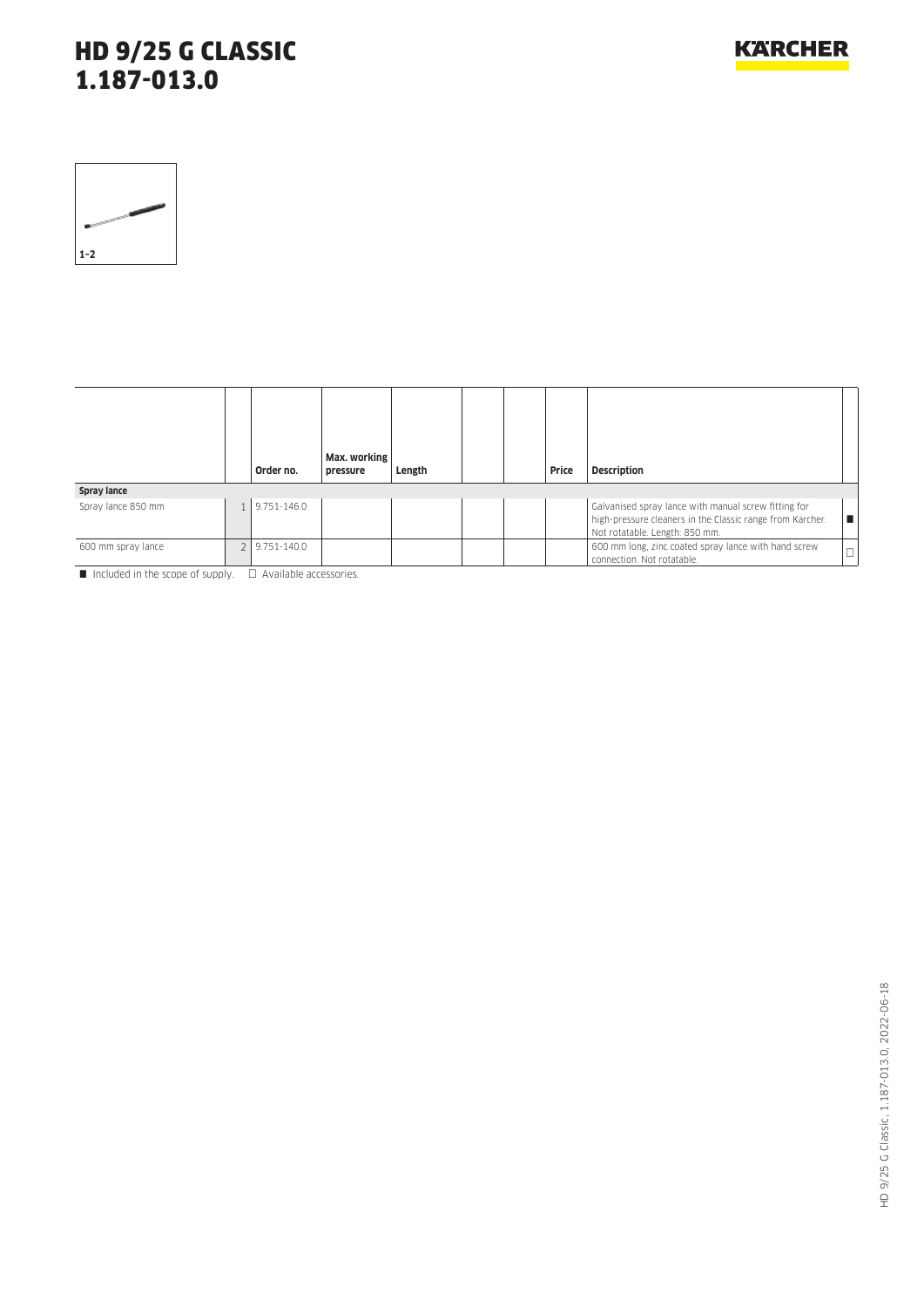# HD 9/25 G CLASSIC
# 1.187-013.0

1–2

| | | Order no. | Max. working pressure | Length | | | Price | Description | |
|---|---|---|---|---|---|---|---|---|---|
| **Spray lance** | | | | | | | | | |
| Spray lance 850 mm | 1 | 9.751-146.0 | | | | | | Galvanised spray lance with manual screw fitting for high-pressure cleaners in the Classic range from Kärcher. Not rotatable. Length: 850 mm. | ■ |
| 600 mm spray lance | 2 | 9.751-140.0 | | | | | | 600 mm long, zinc coated spray lance with hand screw connection. Not rotatable. | □ |

■ Included in the scope of supply. □ Available accessories.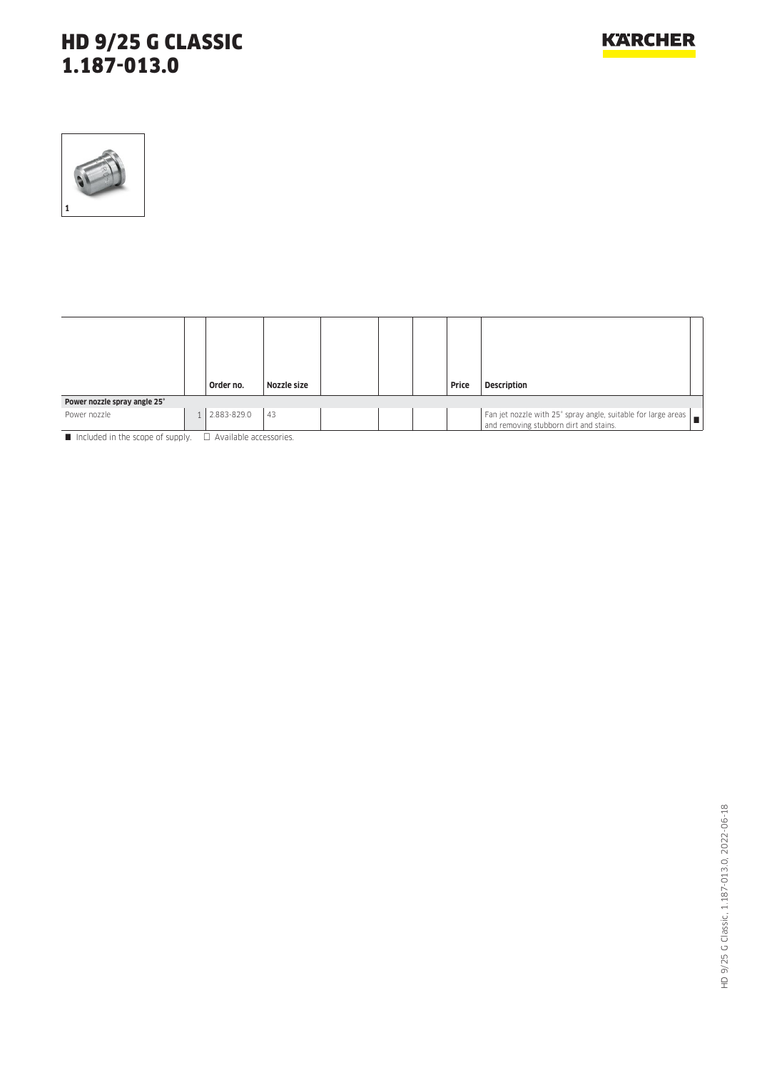# HD 9/25 G CLASSIC
# 1.187-013.0

1

| | | Order no. | Nozzle size | | | | Price | Description | |
|---|---|---|---|---|---|---|---|---|---|
| **Power nozzle spray angle 25°** | | | | | | | | | |
| Power nozzle | 1 | 2.883-829.0 | 43 | | | | | Fan jet nozzle with 25° spray angle, suitable for large areas and removing stubborn dirt and stains. | ■ |

■ Included in the scope of supply. □ Available accessories.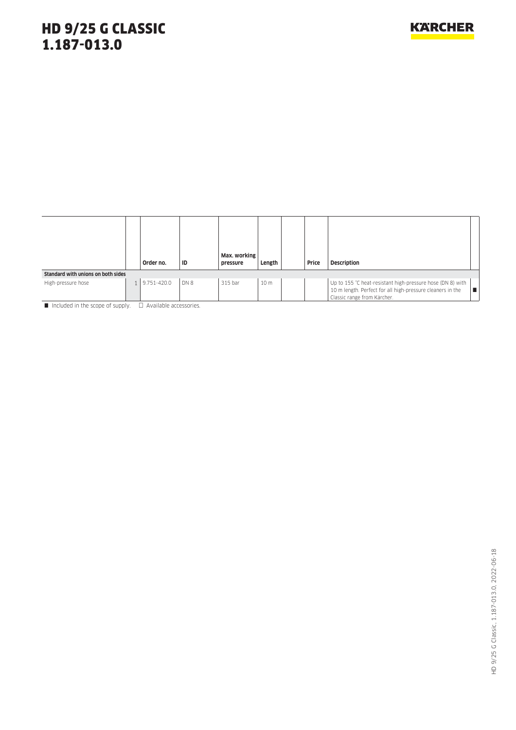# HD 9/25 G CLASSIC
# 1.187-013.0

| | | Order no. | ID | Max. working pressure | Length | | Price | Description | |
|---|---|---|---|---|---|---|---|---|---|
| **Standard with unions on both sides** | | | | | | | | | |
| High-pressure hose | 1 | 9.751-420.0 | DN 8 | 315 bar | 10 m | | | Up to 155 °C heat-resistant high-pressure hose (DN 8) with 10 m length. Perfect for all high-pressure cleaners in the Classic range from Kärcher. | ■ |

■ Included in the scope of supply. □ Available accessories.